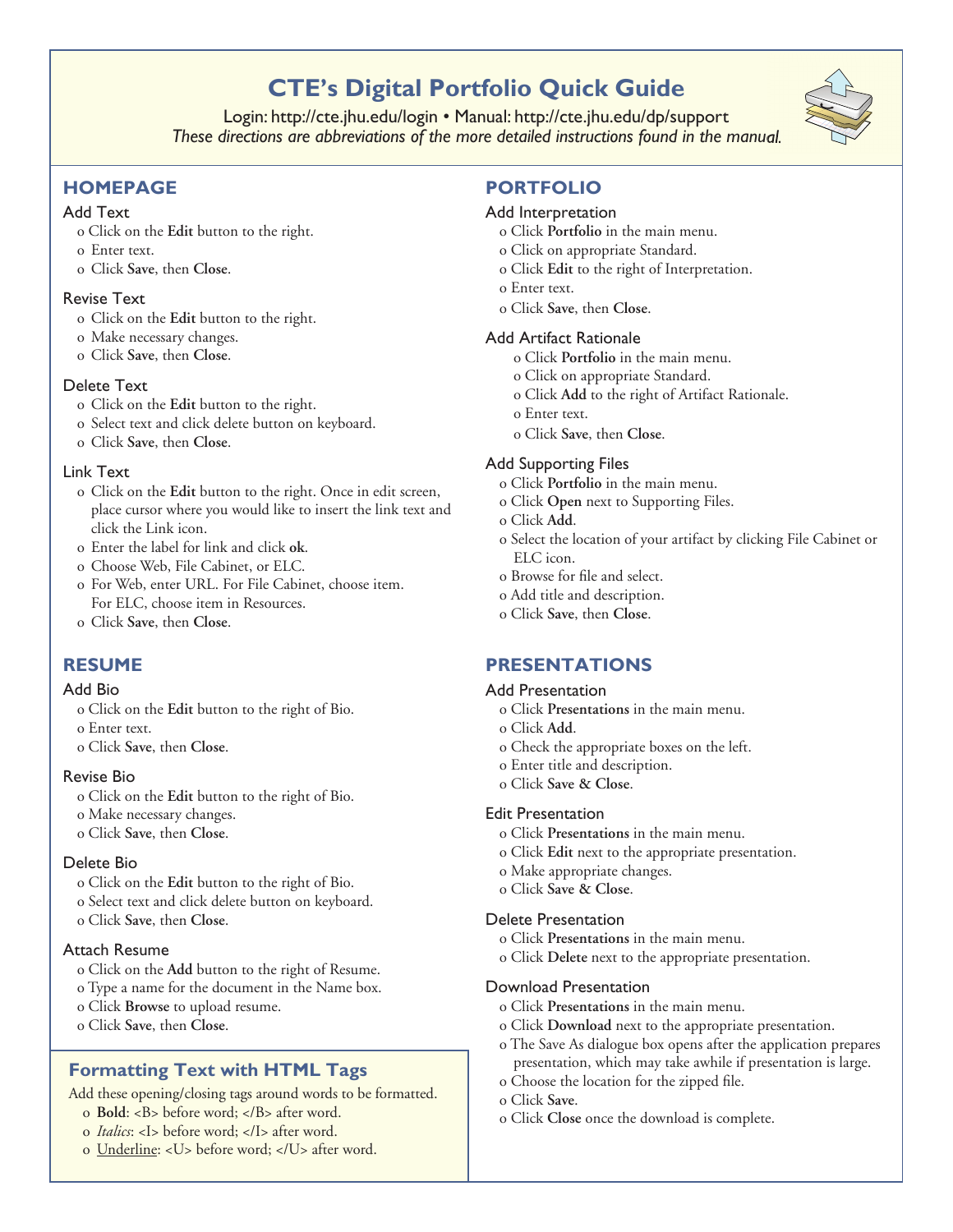# CTE's Digital Portfolio Quick Guide

Login: http://cte.jhu.edu/login • Manual: http://cte.jhu.edu/dp/support

*These directions are abbreviations of the more detailed instructions found in the manual.*

## HOMEPAGE

### Add Text

- Click on the **Edit** button to the right.
- Enter text.
- Click **Save**, then **Close**.

### Revise Text

- Click on the **Edit** button to the right.
- Make necessary changes.
- Click **Save**, then **Close**.

### Delete Text

- Click on the **Edit** button to the right.
- Select text and click delete button on keyboard.
- Click **Save**, then **Close**.

### Link Text

- Click on the **Edit** button to the right. Once in edit screen, place cursor where you would like to insert the link text and click the Link icon.
- Enter the label for link and click **ok**.
- Choose Web, File Cabinet, or ELC.
- For Web, enter URL. For File Cabinet, choose item. For ELC, choose item in Resources.
- Click **Save**, then **Close**.

## RESUME

### Add Bio

- Click on the **Edit** button to the right of Bio.
- Enter text.
- Click **Save**, then **Close**.

### Revise Bio

- Click on the **Edit** button to the right of Bio.
- Make necessary changes.
- Click **Save**, then **Close**.

### Delete Bio

- Click on the **Edit** button to the right of Bio.
- Select text and click delete button on keyboard.
- Click **Save**, then **Close**.

### Attach Resume

- Click on the **Add** button to the right of Resume.
- Type a name for the document in the Name box.
- Click **Browse** to upload resume.
- Click **Save**, then **Close**.

## Formatting Text with HTML Tags

Add these opening/closing tags around words to be formatted.

- **Bold**: <B> before word; </B> after word.
- *Italics*: <I> before word; </I> after word.
- <u>Underline</u>: <U> before word; </U> after word.

## PORTFOLIO

### Add Interpretation

- Click **Portfolio** in the main menu.
- Click on appropriate Standard.
- Click **Edit** to the right of Interpretation.
- Enter text.
- Click **Save**, then **Close**.

### Add Artifact Rationale

- Click **Portfolio** in the main menu.
- Click on appropriate Standard.
- Click **Add** to the right of Artifact Rationale.
- Enter text.
- Click **Save**, then **Close**.

### Add Supporting Files

- Click **Portfolio** in the main menu.
- Click **Open** next to Supporting Files.
- Click **Add**.
- Select the location of your artifact by clicking File Cabinet or ELC icon.
- Browse for file and select.
- Add title and description.
- Click **Save**, then **Close**.

## PRESENTATIONS

### Add Presentation

- Click **Presentations** in the main menu.
- Click **Add**.
- Check the appropriate boxes on the left.
- Enter title and description.
- Click **Save & Close**.

### Edit Presentation

- Click **Presentations** in the main menu.
- Click **Edit** next to the appropriate presentation.
- Make appropriate changes.
- Click **Save & Close**.

### Delete Presentation

- Click **Presentations** in the main menu.
- Click **Delete** next to the appropriate presentation.

### Download Presentation

- Click **Presentations** in the main menu.
- Click **Download** next to the appropriate presentation.
- The Save As dialogue box opens after the application prepares presentation, which may take awhile if presentation is large.
- Choose the location for the zipped file.
- Click **Save**.
- Click **Close** once the download is complete.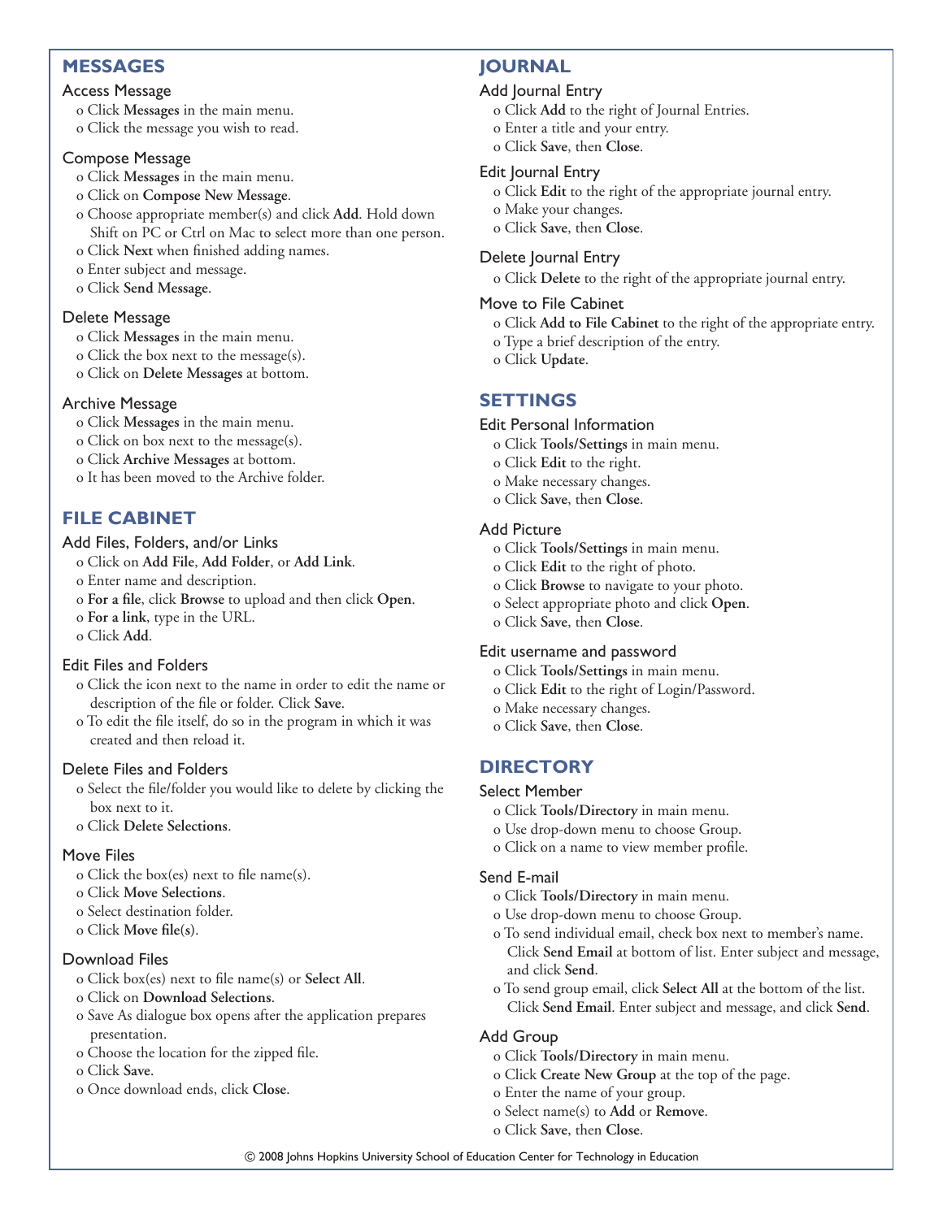## MESSAGES

### Access Message

- Click **Messages** in the main menu.
- Click the message you wish to read.

### Compose Message

- Click **Messages** in the main menu.
- Click on **Compose New Message**.
- Choose appropriate member(s) and click **Add**. Hold down Shift on PC or Ctrl on Mac to select more than one person.
- Click **Next** when finished adding names.
- Enter subject and message.
- Click **Send Message**.

### Delete Message

- Click **Messages** in the main menu.
- Click the box next to the message(s).
- Click on **Delete Messages** at bottom.

### Archive Message

- Click **Messages** in the main menu.
- Click on box next to the message(s).
- Click **Archive Messages** at bottom.
- It has been moved to the Archive folder.

## FILE CABINET

### Add Files, Folders, and/or Links

- Click on **Add File**, **Add Folder**, or **Add Link**.
- Enter name and description.
- **For a file**, click **Browse** to upload and then click **Open**.
- **For a link**, type in the URL.
- Click **Add**.

### Edit Files and Folders

- Click the icon next to the name in order to edit the name or description of the file or folder. Click **Save**.
- To edit the file itself, do so in the program in which it was created and then reload it.

### Delete Files and Folders

- Select the file/folder you would like to delete by clicking the box next to it.
- Click **Delete Selections**.

### Move Files

- Click the box(es) next to file name(s).
- Click **Move Selections**.
- Select destination folder.
- Click **Move file(s)**.

### Download Files

- Click box(es) next to file name(s) or **Select All**.
- Click on **Download Selections**.
- Save As dialogue box opens after the application prepares presentation.
- Choose the location for the zipped file.
- Click **Save**.
- Once download ends, click **Close**.

## JOURNAL

### Add Journal Entry

- Click **Add** to the right of Journal Entries.
- Enter a title and your entry.
- Click **Save**, then **Close**.

### Edit Journal Entry

- Click **Edit** to the right of the appropriate journal entry.
- Make your changes.
- Click **Save**, then **Close**.

### Delete Journal Entry

- Click **Delete** to the right of the appropriate journal entry.

### Move to File Cabinet

- Click **Add to File Cabinet** to the right of the appropriate entry.
- Type a brief description of the entry.
- Click **Update**.

## SETTINGS

### Edit Personal Information

- Click **Tools/Settings** in main menu.
- Click **Edit** to the right.
- Make necessary changes.
- Click **Save**, then **Close**.

### Add Picture

- Click **Tools/Settings** in main menu.
- Click **Edit** to the right of photo.
- Click **Browse** to navigate to your photo.
- Select appropriate photo and click **Open**.
- Click **Save**, then **Close**.

### Edit username and password

- Click **Tools/Settings** in main menu.
- Click **Edit** to the right of Login/Password.
- Make necessary changes.
- Click **Save**, then **Close**.

## DIRECTORY

### Select Member

- Click **Tools/Directory** in main menu.
- Use drop-down menu to choose Group.
- Click on a name to view member profile.

### Send E-mail

- Click **Tools/Directory** in main menu.
- Use drop-down menu to choose Group.
- To send individual email, check box next to member's name. Click **Send Email** at bottom of list. Enter subject and message, and click **Send**.
- To send group email, click **Select All** at the bottom of the list. Click **Send Email**. Enter subject and message, and click **Send**.

### Add Group

- Click **Tools/Directory** in main menu.
- Click **Create New Group** at the top of the page.
- Enter the name of your group.
- Select name(s) to **Add** or **Remove**.
- Click **Save**, then **Close**.

© 2008 Johns Hopkins University School of Education Center for Technology in Education